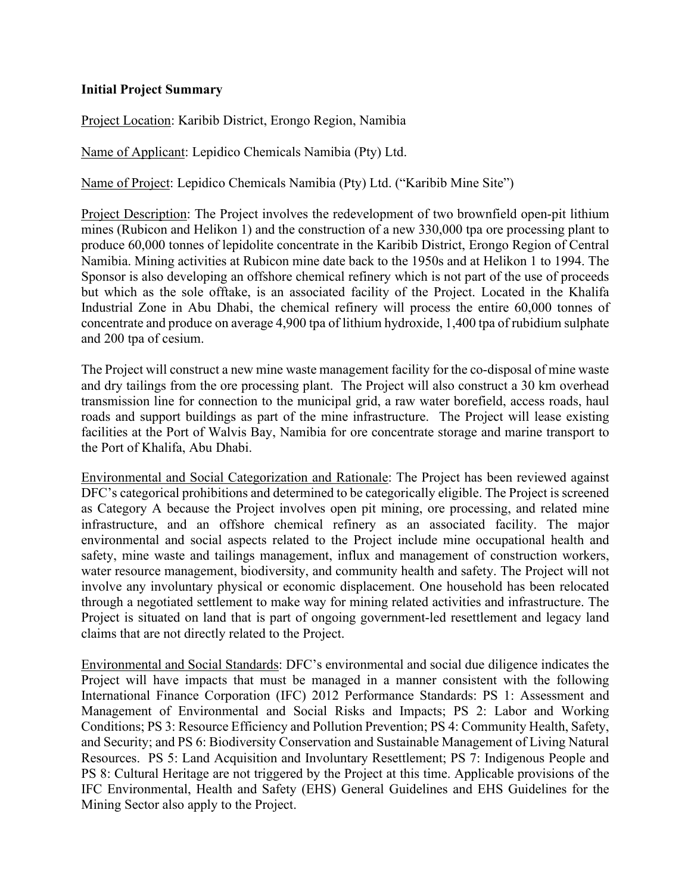**Initial Project Summary**

Project Location: Karibib District, Erongo Region, Namibia

Name of Applicant: Lepidico Chemicals Namibia (Pty) Ltd.

Name of Project: Lepidico Chemicals Namibia (Pty) Ltd. ("Karibib Mine Site")

Project Description: The Project involves the redevelopment of two brownfield open-pit lithium mines (Rubicon and Helikon 1) and the construction of a new 330,000 tpa ore processing plant to produce 60,000 tonnes of lepidolite concentrate in the Karibib District, Erongo Region of Central Namibia. Mining activities at Rubicon mine date back to the 1950s and at Helikon 1 to 1994. The Sponsor is also developing an offshore chemical refinery which is not part of the use of proceeds but which as the sole offtake, is an associated facility of the Project. Located in the Khalifa Industrial Zone in Abu Dhabi, the chemical refinery will process the entire 60,000 tonnes of concentrate and produce on average 4,900 tpa of lithium hydroxide, 1,400 tpa of rubidium sulphate and 200 tpa of cesium.

The Project will construct a new mine waste management facility for the co-disposal of mine waste and dry tailings from the ore processing plant. The Project will also construct a 30 km overhead transmission line for connection to the municipal grid, a raw water borefield, access roads, haul roads and support buildings as part of the mine infrastructure. The Project will lease existing facilities at the Port of Walvis Bay, Namibia for ore concentrate storage and marine transport to the Port of Khalifa, Abu Dhabi.

Environmental and Social Categorization and Rationale: The Project has been reviewed against DFC's categorical prohibitions and determined to be categorically eligible. The Project is screened as Category A because the Project involves open pit mining, ore processing, and related mine infrastructure, and an offshore chemical refinery as an associated facility. The major environmental and social aspects related to the Project include mine occupational health and safety, mine waste and tailings management, influx and management of construction workers, water resource management, biodiversity, and community health and safety. The Project will not involve any involuntary physical or economic displacement. One household has been relocated through a negotiated settlement to make way for mining related activities and infrastructure. The Project is situated on land that is part of ongoing government-led resettlement and legacy land claims that are not directly related to the Project.

Environmental and Social Standards: DFC's environmental and social due diligence indicates the Project will have impacts that must be managed in a manner consistent with the following International Finance Corporation (IFC) 2012 Performance Standards: PS 1: Assessment and Management of Environmental and Social Risks and Impacts; PS 2: Labor and Working Conditions; PS 3: Resource Efficiency and Pollution Prevention; PS 4: Community Health, Safety, and Security; and PS 6: Biodiversity Conservation and Sustainable Management of Living Natural Resources. PS 5: Land Acquisition and Involuntary Resettlement; PS 7: Indigenous People and PS 8: Cultural Heritage are not triggered by the Project at this time. Applicable provisions of the IFC Environmental, Health and Safety (EHS) General Guidelines and EHS Guidelines for the Mining Sector also apply to the Project.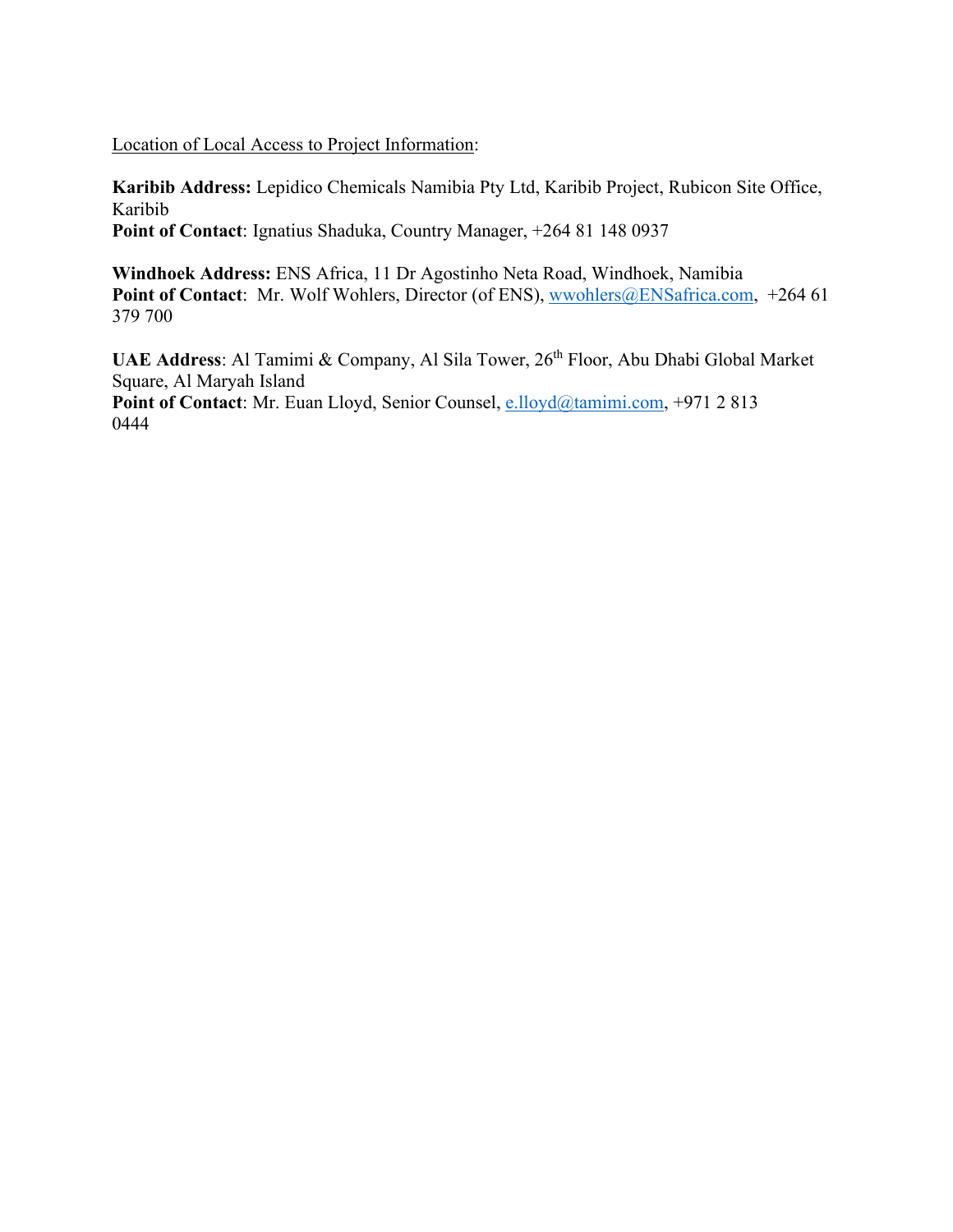Location of Local Access to Project Information:

**Karibib Address:** Lepidico Chemicals Namibia Pty Ltd, Karibib Project, Rubicon Site Office, Karibib
**Point of Contact**: Ignatius Shaduka, Country Manager, +264 81 148 0937

**Windhoek Address:** ENS Africa, 11 Dr Agostinho Neta Road, Windhoek, Namibia
**Point of Contact**: Mr. Wolf Wohlers, Director (of ENS), wwohlers@ENSafrica.com, +264 61 379 700

**UAE Address**: Al Tamimi & Company, Al Sila Tower, 26th Floor, Abu Dhabi Global Market Square, Al Maryah Island
**Point of Contact**: Mr. Euan Lloyd, Senior Counsel, e.lloyd@tamimi.com, +971 2 813 0444